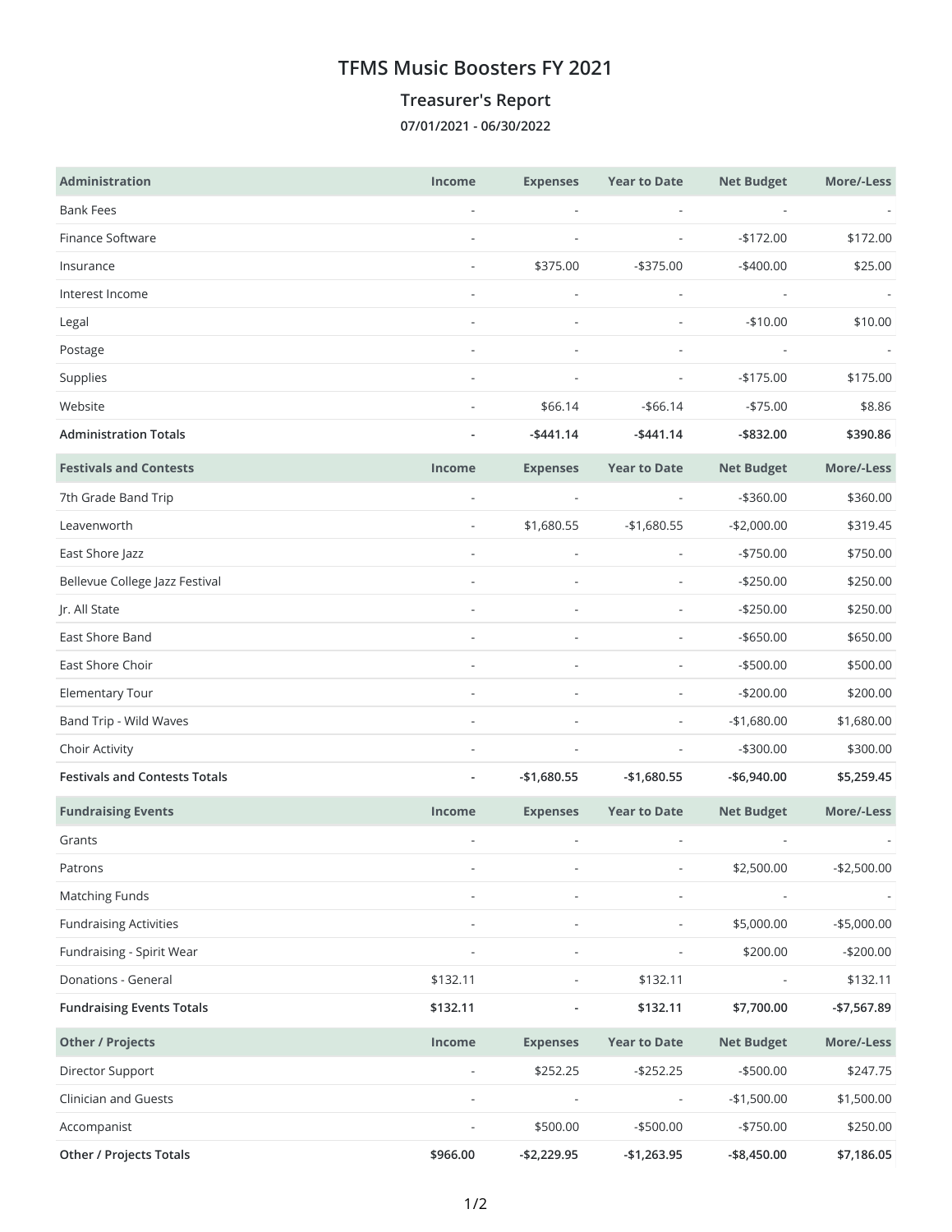# TFMS Music Boosters FY 2021

## Treasurer's Report

**07/01/2021 - 06/30/2022**

| Administration | Income | Expenses | Year to Date | Net Budget | More/-Less |
|---|---|---|---|---|---|
| Bank Fees | - | - | - | - | - |
| Finance Software | - | - | - | -$172.00 | $172.00 |
| Insurance | - | $375.00 | -$375.00 | -$400.00 | $25.00 |
| Interest Income | - | - | - | - | - |
| Legal | - | - | - | -$10.00 | $10.00 |
| Postage | - | - | - | - | - |
| Supplies | - | - | - | -$175.00 | $175.00 |
| Website | - | $66.14 | -$66.14 | -$75.00 | $8.86 |
| **Administration Totals** | **-** | **-$441.14** | **-$441.14** | **-$832.00** | **$390.86** |

| Festivals and Contests | Income | Expenses | Year to Date | Net Budget | More/-Less |
|---|---|---|---|---|---|
| 7th Grade Band Trip | - | - | - | -$360.00 | $360.00 |
| Leavenworth | - | $1,680.55 | -$1,680.55 | -$2,000.00 | $319.45 |
| East Shore Jazz | - | - | - | -$750.00 | $750.00 |
| Bellevue College Jazz Festival | - | - | - | -$250.00 | $250.00 |
| Jr. All State | - | - | - | -$250.00 | $250.00 |
| East Shore Band | - | - | - | -$650.00 | $650.00 |
| East Shore Choir | - | - | - | -$500.00 | $500.00 |
| Elementary Tour | - | - | - | -$200.00 | $200.00 |
| Band Trip - Wild Waves | - | - | - | -$1,680.00 | $1,680.00 |
| Choir Activity | - | - | - | -$300.00 | $300.00 |
| **Festivals and Contests Totals** | **-** | **-$1,680.55** | **-$1,680.55** | **-$6,940.00** | **$5,259.45** |

| Fundraising Events | Income | Expenses | Year to Date | Net Budget | More/-Less |
|---|---|---|---|---|---|
| Grants | - | - | - | - | - |
| Patrons | - | - | - | $2,500.00 | -$2,500.00 |
| Matching Funds | - | - | - | - | - |
| Fundraising Activities | - | - | - | $5,000.00 | -$5,000.00 |
| Fundraising - Spirit Wear | - | - | - | $200.00 | -$200.00 |
| Donations - General | $132.11 | - | $132.11 | - | $132.11 |
| **Fundraising Events Totals** | **$132.11** | **-** | **$132.11** | **$7,700.00** | **-$7,567.89** |

| Other / Projects | Income | Expenses | Year to Date | Net Budget | More/-Less |
|---|---|---|---|---|---|
| Director Support | - | $252.25 | -$252.25 | -$500.00 | $247.75 |
| Clinician and Guests | - | - | - | -$1,500.00 | $1,500.00 |
| Accompanist | - | $500.00 | -$500.00 | -$750.00 | $250.00 |
| **Other / Projects Totals** | **$966.00** | **-$2,229.95** | **-$1,263.95** | **-$8,450.00** | **$7,186.05** |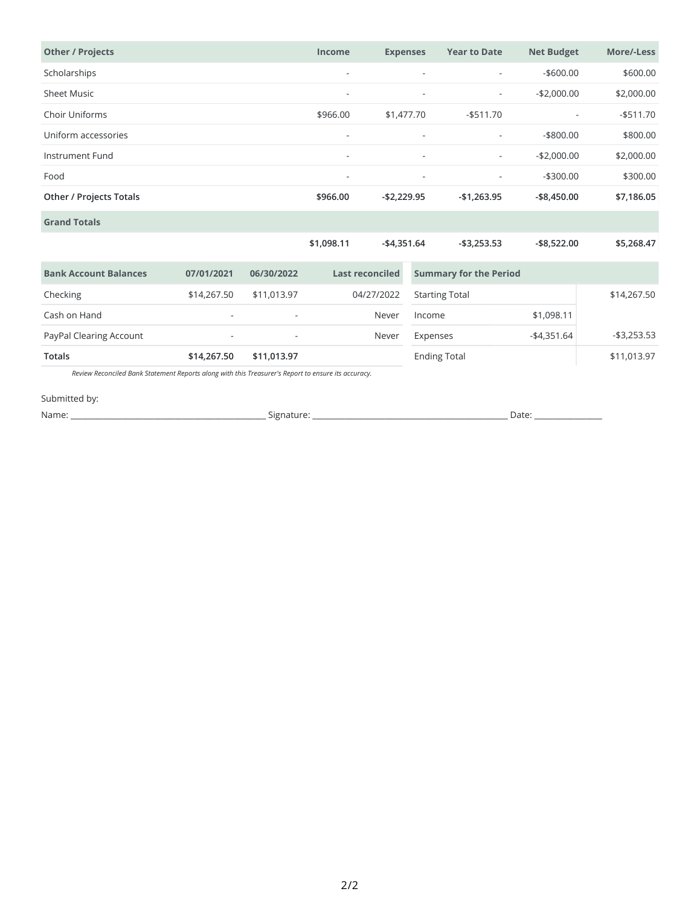| Other / Projects | Income | Expenses | Year to Date | Net Budget | More/-Less |
|---|---|---|---|---|---|
| Scholarships | - | - | - | -$600.00 | $600.00 |
| Sheet Music | - | - | - | -$2,000.00 | $2,000.00 |
| Choir Uniforms | $966.00 | $1,477.70 | -$511.70 | - | -$511.70 |
| Uniform accessories | - | - | - | -$800.00 | $800.00 |
| Instrument Fund | - | - | - | -$2,000.00 | $2,000.00 |
| Food | - | - | - | -$300.00 | $300.00 |
| **Other / Projects Totals** | **$966.00** | **-$2,229.95** | **-$1,263.95** | **-$8,450.00** | **$7,186.05** |
| **Grand Totals** | | | | | |
| | **$1,098.11** | **-$4,351.64** | **-$3,253.53** | **-$8,522.00** | **$5,268.47** |

| Bank Account Balances | 07/01/2021 | 06/30/2022 | Last reconciled |
|---|---|---|---|
| Checking | $14,267.50 | $11,013.97 | 04/27/2022 |
| Cash on Hand | - | - | Never |
| PayPal Clearing Account | - | - | Never |
| **Totals** | **$14,267.50** | **$11,013.97** | |

| Summary for the Period | | |
|---|---|---|
| Starting Total | | $14,267.50 |
| Income | $1,098.11 | |
| Expenses | -$4,351.64 | -$3,253.53 |
| Ending Total | | $11,013.97 |

*Review Reconciled Bank Statement Reports along with this Treasurer's Report to ensure its accuracy.*

Submitted by:

Name: ____________________________________________ Signature: ____________________________________________ Date: _______________